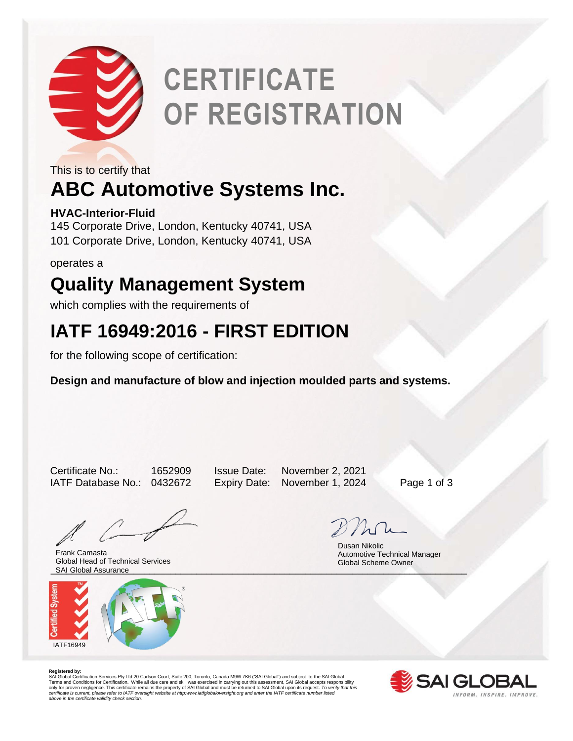# CERTIFICATE OF REGISTRATION

This is to certify that

## ABC Automotive Systems Inc.

**HVAC-Interior-Fluid**
145 Corporate Drive, London, Kentucky 40741, USA
101 Corporate Drive, London, Kentucky 40741, USA

operates a

## Quality Management System

which complies with the requirements of

## IATF 16949:2016 - FIRST EDITION

for the following scope of certification:

**Design and manufacture of blow and injection moulded parts and systems.**

Certificate No.: 1652909
IATF Database No.: 0432672
Issue Date: November 2, 2021
Expiry Date: November 1, 2024

Frank Camasta
Global Head of Technical Services
SAI Global Assurance

Dusan Nikolic
Automotive Technical Manager
Global Scheme Owner

IATF16949

**Registered by:**
SAI Global Certification Services Pty Ltd 20 Carlson Court, Suite 200; Toronto, Canada M9W 7K6 ("SAI Global") and subject to the SAI Global Terms and Conditions for Certification. While all due care and skill was exercised in carrying out this assessment, SAI Global accepts responsibility only for proven negligence. This certificate remains the property of SAI Global and must be returned to SAI Global upon its request. *To verify that this certificate is current, please refer to IATF oversight website at http:www.iatfglobaloversight.org and enter the IATF certificate number listed above in the certificate validity check section.*

SAI GLOBAL
INFORM. INSPIRE. IMPROVE.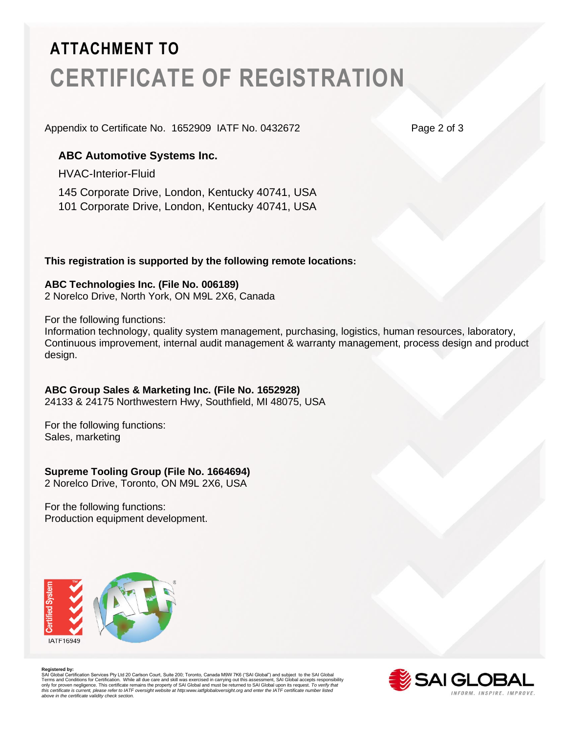# ATTACHMENT TO

# CERTIFICATE OF REGISTRATION

Appendix to Certificate No. 1652909 IATF No. 0432672

**ABC Automotive Systems Inc.**

HVAC-Interior-Fluid

145 Corporate Drive, London, Kentucky 40741, USA
101 Corporate Drive, London, Kentucky 40741, USA

**This registration is supported by the following remote locations:**

**ABC Technologies Inc. (File No. 006189)**
2 Norelco Drive, North York, ON M9L 2X6, Canada

For the following functions:
Information technology, quality system management, purchasing, logistics, human resources, laboratory, Continuous improvement, internal audit management & warranty management, process design and product design.

**ABC Group Sales & Marketing Inc. (File No. 1652928)**
24133 & 24175 Northwestern Hwy, Southfield, MI 48075, USA

For the following functions:
Sales, marketing

**Supreme Tooling Group (File No. 1664694)**
2 Norelco Drive, Toronto, ON M9L 2X6, USA

For the following functions:
Production equipment development.

Certified System IATF16949

**Registered by:**
SAI Global Certification Services Pty Ltd 20 Carlson Court, Suite 200; Toronto, Canada M9W 7K6 ("SAI Global") and subject to the SAI Global Terms and Conditions for Certification. While all due care and skill was exercised in carrying out this assessment, SAI Global accepts responsibility only for proven negligence. This certificate remains the property of SAI Global and must be returned to SAI Global upon its request. *To verify that this certificate is current, please refer to IATF oversight website at http:www.iatfglobaloversight.org and enter the IATF certificate number listed above in the certificate validity check section.*

SAI GLOBAL
INFORM. INSPIRE. IMPROVE.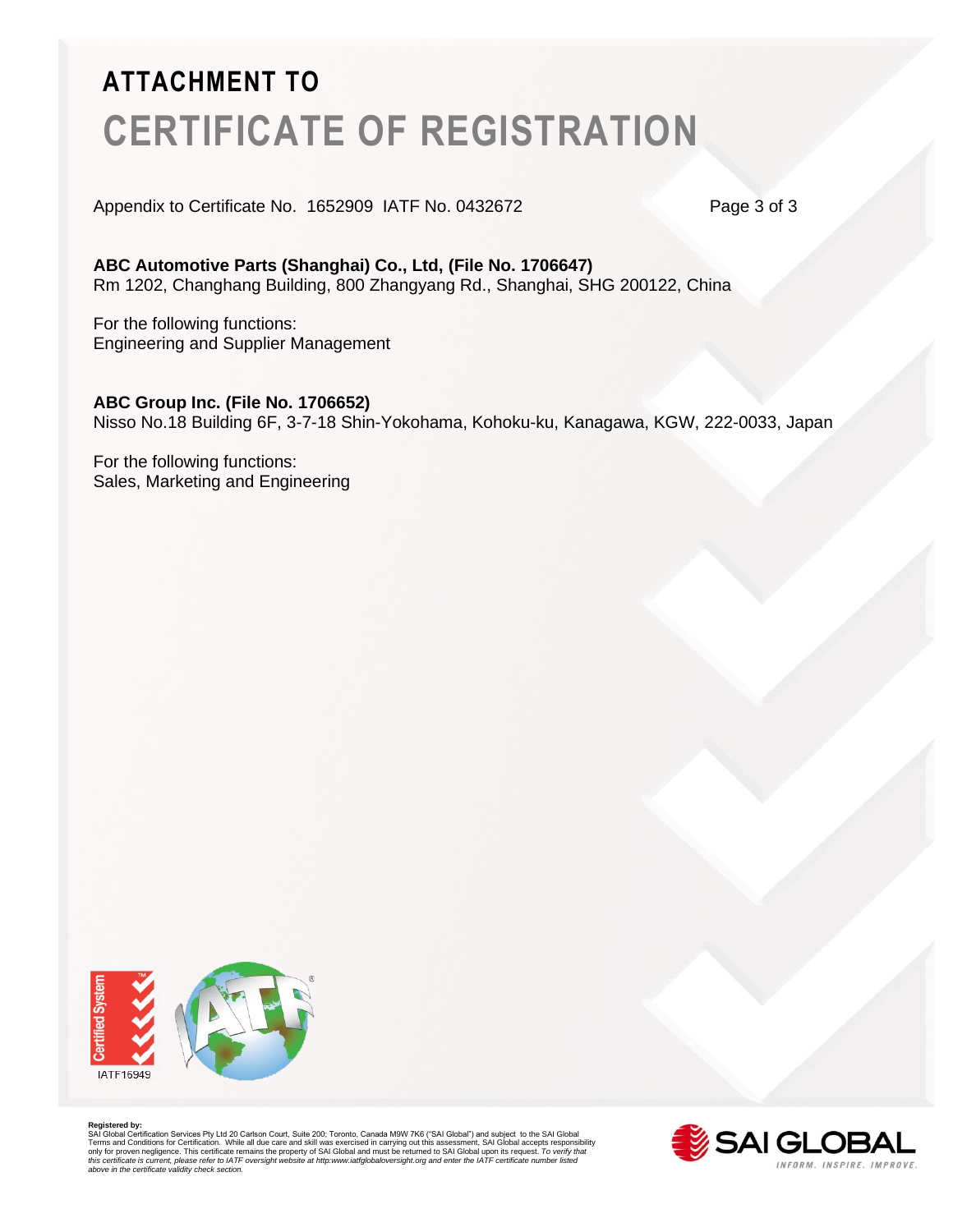# ATTACHMENT TO
# CERTIFICATE OF REGISTRATION

Appendix to Certificate No. 1652909 IATF No. 0432672

**ABC Automotive Parts (Shanghai) Co., Ltd, (File No. 1706647)**
Rm 1202, Changhang Building, 800 Zhangyang Rd., Shanghai, SHG 200122, China

For the following functions:
Engineering and Supplier Management

**ABC Group Inc. (File No. 1706652)**
Nisso No.18 Building 6F, 3-7-18 Shin-Yokohama, Kohoku-ku, Kanagawa, KGW, 222-0033, Japan

For the following functions:
Sales, Marketing and Engineering

Certified System

IATF16949

**Registered by:**
SAI Global Certification Services Pty Ltd 20 Carlson Court, Suite 200; Toronto, Canada M9W 7K6 ("SAI Global") and subject to the SAI Global Terms and Conditions for Certification. While all due care and skill was exercised in carrying out this assessment, SAI Global accepts responsibility only for proven negligence. This certificate remains the property of SAI Global and must be returned to SAI Global upon its request. *To verify that this certificate is current, please refer to IATF oversight website at http:www.iatfglobaloversight.org and enter the IATF certificate number listed above in the certificate validity check section.*

SAI GLOBAL
INFORM. INSPIRE. IMPROVE.